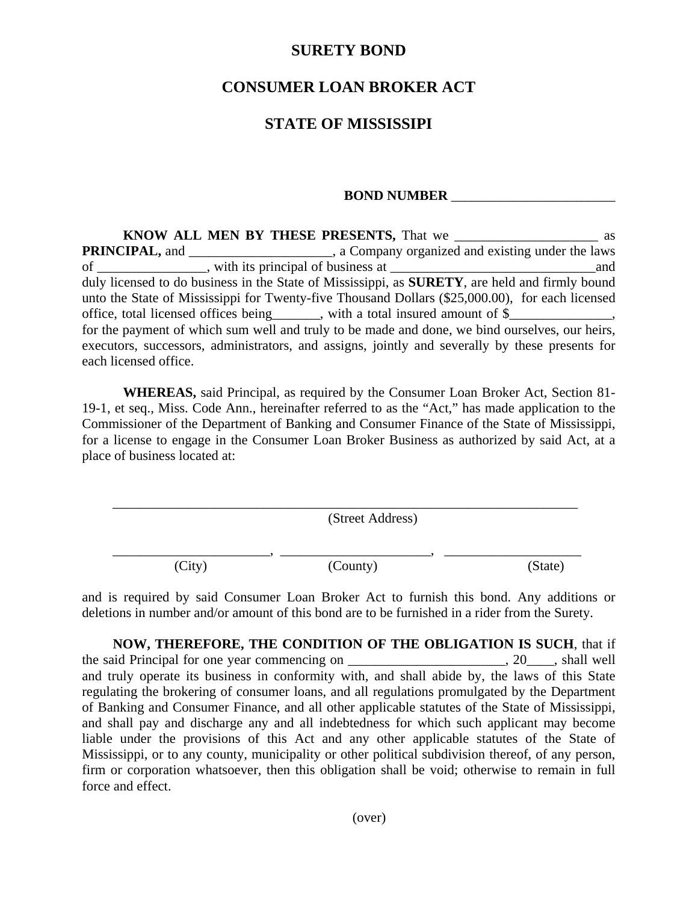# SURETY BOND

## CONSUMER LOAN BROKER ACT

## STATE OF MISSISSIPI

**BOND NUMBER** ________________________

**KNOW ALL MEN BY THESE PRESENTS,** That we _____________________ as **PRINCIPAL,** and _____________________, a Company organized and existing under the laws of ________________, with its principal of business at _______________________________and duly licensed to do business in the State of Mississippi, as **SURETY**, are held and firmly bound unto the State of Mississippi for Twenty-five Thousand Dollars ($25,000.00), for each licensed office, total licensed offices being_______, with a total insured amount of $_______________, for the payment of which sum well and truly to be made and done, we bind ourselves, our heirs, executors, successors, administrators, and assigns, jointly and severally by these presents for each licensed office.

**WHEREAS,** said Principal, as required by the Consumer Loan Broker Act, Section 81-19-1, et seq., Miss. Code Ann., hereinafter referred to as the "Act," has made application to the Commissioner of the Department of Banking and Consumer Finance of the State of Mississippi, for a license to engage in the Consumer Loan Broker Business as authorized by said Act, at a place of business located at:

______________________________________________________________________
(Street Address)

_______________________, ______________________, ____________________
(City) (County) (State)

and is required by said Consumer Loan Broker Act to furnish this bond. Any additions or deletions in number and/or amount of this bond are to be furnished in a rider from the Surety.

**NOW, THEREFORE, THE CONDITION OF THE OBLIGATION IS SUCH**, that if the said Principal for one year commencing on _______________________, 20____, shall well and truly operate its business in conformity with, and shall abide by, the laws of this State regulating the brokering of consumer loans, and all regulations promulgated by the Department of Banking and Consumer Finance, and all other applicable statutes of the State of Mississippi, and shall pay and discharge any and all indebtedness for which such applicant may become liable under the provisions of this Act and any other applicable statutes of the State of Mississippi, or to any county, municipality or other political subdivision thereof, of any person, firm or corporation whatsoever, then this obligation shall be void; otherwise to remain in full force and effect.

(over)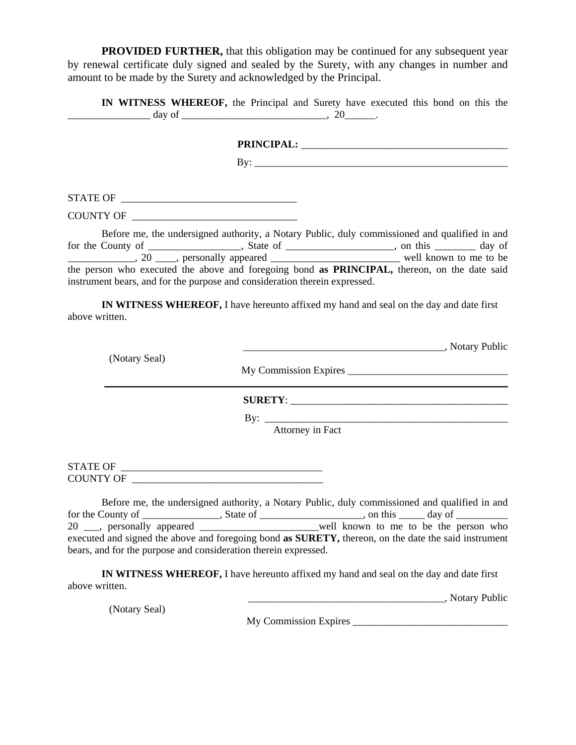**PROVIDED FURTHER,** that this obligation may be continued for any subsequent year by renewal certificate duly signed and sealed by the Surety, with any changes in number and amount to be made by the Surety and acknowledged by the Principal.

**IN WITNESS WHEREOF,** the Principal and Surety have executed this bond on this the ________________ day of ____________________________, 20______.

**PRINCIPAL:** ________________________________________

By: ___________________________________________________

STATE OF ___________________________________

COUNTY OF ________________________________

Before me, the undersigned authority, a Notary Public, duly commissioned and qualified in and for the County of __________________, State of _____________________, on this ________ day of _____________, 20 ____, personally appeared _________________________ well known to me to be the person who executed the above and foregoing bond **as PRINCIPAL,** thereon, on the date said instrument bears, and for the purpose and consideration therein expressed.

**IN WITNESS WHEREOF,** I have hereunto affixed my hand and seal on the day and date first above written.

________________________________________, Notary Public

(Notary Seal)

My Commission Expires _______________________________

---

**SURETY**: ____________________________________________

By: ________________________________________________
Attorney in Fact

STATE OF _______________________________________
COUNTY OF _____________________________________

Before me, the undersigned authority, a Notary Public, duly commissioned and qualified in and for the County of _______________, State of ____________________, on this _____ day of __________ 20 ___, personally appeared _______________________well known to me to be the person who executed and signed the above and foregoing bond **as SURETY,** thereon, on the date the said instrument bears, and for the purpose and consideration therein expressed.

**IN WITNESS WHEREOF,** I have hereunto affixed my hand and seal on the day and date first above written.

_______________________________________, Notary Public

(Notary Seal)

My Commission Expires ______________________________